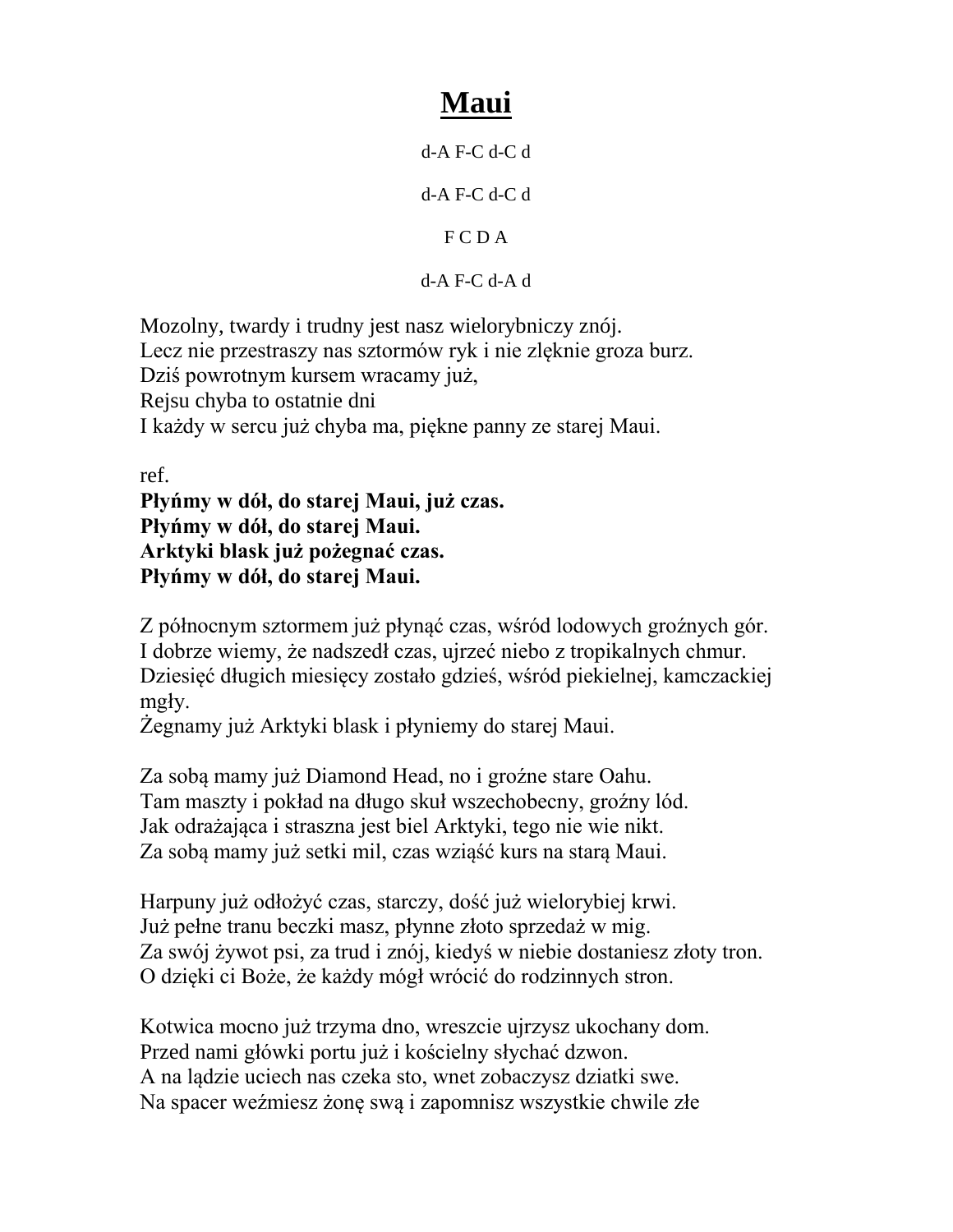# Maui

d-A F-C d-C d

d-A F-C d-C d

F C D A

d-A F-C d-A d

Mozolny, twardy i trudny jest nasz wielorybniczy znój.
Lecz nie przestraszy nas sztormów ryk i nie zlęknie groza burz.
Dziś powrotnym kursem wracamy już,
Rejsu chyba to ostatnie dni
I każdy w sercu już chyba ma, piękne panny ze starej Maui.

ref.
**Płyńmy w dół, do starej Maui, już czas.**
**Płyńmy w dół, do starej Maui.**
**Arktyki blask już pożegnać czas.**
**Płyńmy w dół, do starej Maui.**

Z północnym sztormem już płynąć czas, wśród lodowych groźnych gór.
I dobrze wiemy, że nadszedł czas, ujrzeć niebo z tropikalnych chmur.
Dziesięć długich miesięcy zostało gdzieś, wśród piekielnej, kamczackiej mgły.
Żegnamy już Arktyki blask i płyniemy do starej Maui.

Za sobą mamy już Diamond Head, no i groźne stare Oahu.
Tam maszty i pokład na długo skuł wszechobecny, groźny lód.
Jak odrażająca i straszna jest biel Arktyki, tego nie wie nikt.
Za sobą mamy już setki mil, czas wziąść kurs na starą Maui.

Harpuny już odłożyć czas, starczy, dość już wielorybiej krwi.
Już pełne tranu beczki masz, płynne złoto sprzedaż w mig.
Za swój żywot psi, za trud i znój, kiedyś w niebie dostaniesz złoty tron.
O dzięki ci Boże, że każdy mógł wrócić do rodzinnych stron.

Kotwica mocno już trzyma dno, wreszcie ujrzysz ukochany dom.
Przed nami główki portu już i kościelny słychać dzwon.
A na lądzie uciech nas czeka sto, wnet zobaczysz dziatki swe.
Na spacer weźmiesz żonę swą i zapomnisz wszystkie chwile złe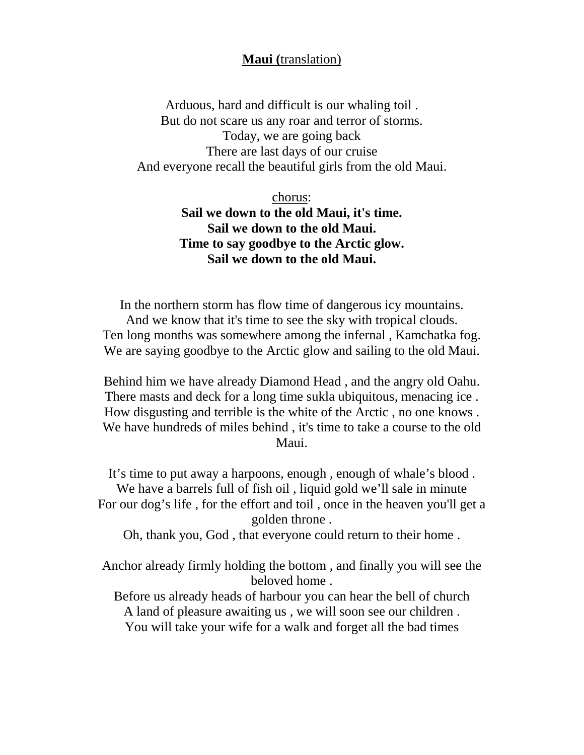**Maui (**translation)

Arduous, hard and difficult is our whaling toil .
But do not scare us any roar and terror of storms.
Today, we are going back
There are last days of our cruise
And everyone recall the beautiful girls from the old Maui.

chorus:
**Sail we down to the old Maui, it's time.**
**Sail we down to the old Maui.**
**Time to say goodbye to the Arctic glow.**
**Sail we down to the old Maui.**

In the northern storm has flow time of dangerous icy mountains.
And we know that it's time to see the sky with tropical clouds.
Ten long months was somewhere among the infernal , Kamchatka fog.
We are saying goodbye to the Arctic glow and sailing to the old Maui.

Behind him we have already Diamond Head , and the angry old Oahu.
There masts and deck for a long time sukla ubiquitous, menacing ice .
How disgusting and terrible is the white of the Arctic , no one knows .
We have hundreds of miles behind , it's time to take a course to the old Maui.

It's time to put away a harpoons, enough , enough of whale's blood .
We have a barrels full of fish oil , liquid gold we'll sale in minute
For our dog's life , for the effort and toil , once in the heaven you'll get a golden throne .
Oh, thank you, God , that everyone could return to their home .

Anchor already firmly holding the bottom , and finally you will see the beloved home .
Before us already heads of harbour you can hear the bell of church
A land of pleasure awaiting us , we will soon see our children .
You will take your wife for a walk and forget all the bad times